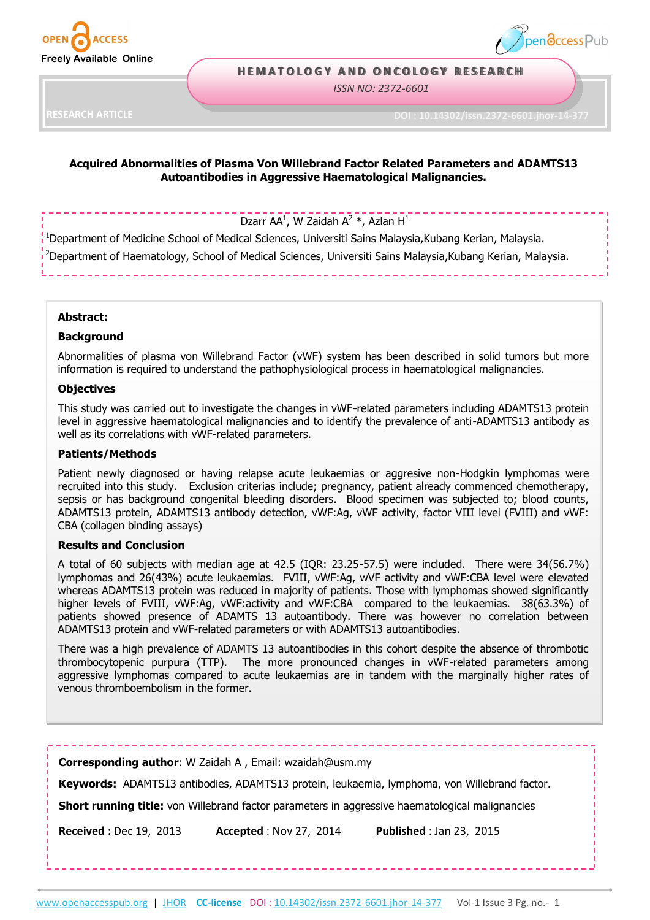RESEARCH ARTICLE

DOI : 10.14302/issn.2372-6601.jhor-14-377

# Acquired Abnormalities of Plasma Von Willebrand Factor Related Parameters and ADAMTS13 Autoantibodies in Aggressive Haematological Malignancies.

Dzarr AA[1], W Zaidah A[2] *, Azlan H[1]

[1]Department of Medicine School of Medical Sciences, Universiti Sains Malaysia,Kubang Kerian, Malaysia.

[2]Department of Haematology, School of Medical Sciences, Universiti Sains Malaysia,Kubang Kerian, Malaysia.

**Abstract:**

### Background

Abnormalities of plasma von Willebrand Factor (vWF) system has been described in solid tumors but more information is required to understand the pathophysiological process in haematological malignancies.

### Objectives

This study was carried out to investigate the changes in vWF-related parameters including ADAMTS13 protein level in aggressive haematological malignancies and to identify the prevalence of anti-ADAMTS13 antibody as well as its correlations with vWF-related parameters.

### Patients/Methods

Patient newly diagnosed or having relapse acute leukaemias or aggresive non-Hodgkin lymphomas were recruited into this study. Exclusion criterias include; pregnancy, patient already commenced chemotherapy, sepsis or has background congenital bleeding disorders. Blood specimen was subjected to; blood counts, ADAMTS13 protein, ADAMTS13 antibody detection, vWF:Ag, vWF activity, factor VIII level (FVIII) and vWF: CBA (collagen binding assays)

### Results and Conclusion

A total of 60 subjects with median age at 42.5 (IQR: 23.25-57.5) were included. There were 34(56.7%) lymphomas and 26(43%) acute leukaemias. FVIII, vWF:Ag, wVF activity and vWF:CBA level were elevated whereas ADAMTS13 protein was reduced in majority of patients. Those with lymphomas showed significantly higher levels of FVIII, vWF:Ag, vWF:activity and vWF:CBA compared to the leukaemias. 38(63.3%) of patients showed presence of ADAMTS 13 autoantibody. There was however no correlation between ADAMTS13 protein and vWF-related parameters or with ADAMTS13 autoantibodies.

There was a high prevalence of ADAMTS 13 autoantibodies in this cohort despite the absence of thrombotic thrombocytopenic purpura (TTP). The more pronounced changes in vWF-related parameters among aggressive lymphomas compared to acute leukaemias are in tandem with the marginally higher rates of venous thromboembolism in the former.

**Corresponding author**: W Zaidah A , Email: wzaidah@usm.my

**Keywords:** ADAMTS13 antibodies, ADAMTS13 protein, leukaemia, lymphoma, von Willebrand factor.

**Short running title:** von Willebrand factor parameters in aggressive haematological malignancies

**Received :** Dec 19, 2013 **Accepted** : Nov 27, 2014 **Published** : Jan 23, 2015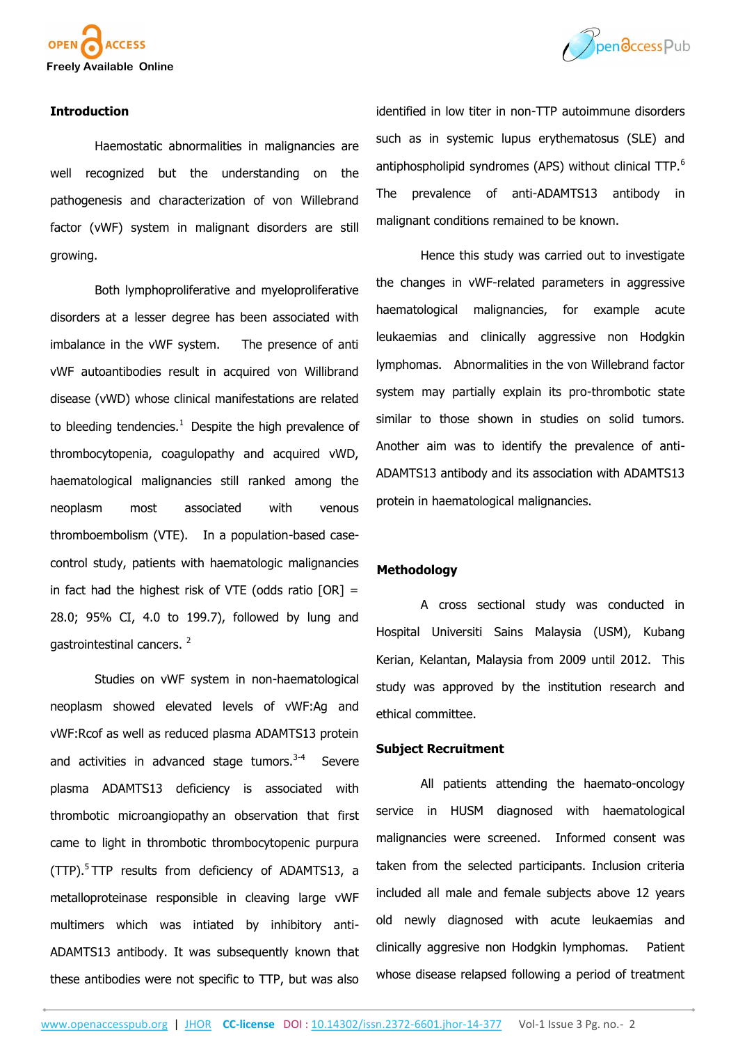## Introduction

Haemostatic abnormalities in malignancies are well recognized but the understanding on the pathogenesis and characterization of von Willebrand factor (vWF) system in malignant disorders are still growing.

Both lymphoproliferative and myeloproliferative disorders at a lesser degree has been associated with imbalance in the vWF system. The presence of anti vWF autoantibodies result in acquired von Willibrand disease (vWD) whose clinical manifestations are related to bleeding tendencies.[1] Despite the high prevalence of thrombocytopenia, coagulopathy and acquired vWD, haematological malignancies still ranked among the neoplasm most associated with venous thromboembolism (VTE). In a population-based case-control study, patients with haematologic malignancies in fact had the highest risk of VTE (odds ratio [OR] = 28.0; 95% CI, 4.0 to 199.7), followed by lung and gastrointestinal cancers. [2]

Studies on vWF system in non-haematological neoplasm showed elevated levels of vWF:Ag and vWF:Rcof as well as reduced plasma ADAMTS13 protein and activities in advanced stage tumors.[3-4] Severe plasma ADAMTS13 deficiency is associated with thrombotic microangiopathy an observation that first came to light in thrombotic thrombocytopenic purpura (TTP).[5] TTP results from deficiency of ADAMTS13, a metalloproteinase responsible in cleaving large vWF multimers which was intiated by inhibitory anti-ADAMTS13 antibody. It was subsequently known that these antibodies were not specific to TTP, but was also identified in low titer in non-TTP autoimmune disorders such as in systemic lupus erythematosus (SLE) and antiphospholipid syndromes (APS) without clinical TTP.[6] The prevalence of anti-ADAMTS13 antibody in malignant conditions remained to be known.

Hence this study was carried out to investigate the changes in vWF-related parameters in aggressive haematological malignancies, for example acute leukaemias and clinically aggressive non Hodgkin lymphomas. Abnormalities in the von Willebrand factor system may partially explain its pro-thrombotic state similar to those shown in studies on solid tumors. Another aim was to identify the prevalence of anti-ADAMTS13 antibody and its association with ADAMTS13 protein in haematological malignancies.

## Methodology

A cross sectional study was conducted in Hospital Universiti Sains Malaysia (USM), Kubang Kerian, Kelantan, Malaysia from 2009 until 2012. This study was approved by the institution research and ethical committee.

### Subject Recruitment

All patients attending the haemato-oncology service in HUSM diagnosed with haematological malignancies were screened. Informed consent was taken from the selected participants. Inclusion criteria included all male and female subjects above 12 years old newly diagnosed with acute leukaemias and clinically aggresive non Hodgkin lymphomas. Patient whose disease relapsed following a period of treatment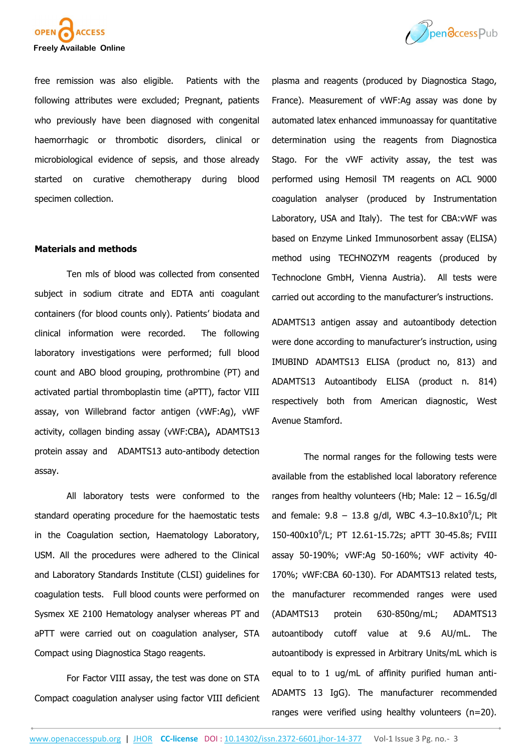free remission was also eligible. Patients with the following attributes were excluded; Pregnant, patients who previously have been diagnosed with congenital haemorrhagic or thrombotic disorders, clinical or microbiological evidence of sepsis, and those already started on curative chemotherapy during blood specimen collection.

## Materials and methods

Ten mls of blood was collected from consented subject in sodium citrate and EDTA anti coagulant containers (for blood counts only). Patients' biodata and clinical information were recorded. The following laboratory investigations were performed; full blood count and ABO blood grouping, prothrombine (PT) and activated partial thromboplastin time (aPTT), factor VIII assay, von Willebrand factor antigen (vWF:Ag), vWF activity, collagen binding assay (vWF:CBA)**,** ADAMTS13 protein assay and ADAMTS13 auto-antibody detection assay.

All laboratory tests were conformed to the standard operating procedure for the haemostatic tests in the Coagulation section, Haematology Laboratory, USM. All the procedures were adhered to the Clinical and Laboratory Standards Institute (CLSI) guidelines for coagulation tests. Full blood counts were performed on Sysmex XE 2100 Hematology analyser whereas PT and aPTT were carried out on coagulation analyser, STA Compact using Diagnostica Stago reagents.

For Factor VIII assay, the test was done on STA Compact coagulation analyser using factor VIII deficient plasma and reagents (produced by Diagnostica Stago, France). Measurement of vWF:Ag assay was done by automated latex enhanced immunoassay for quantitative determination using the reagents from Diagnostica Stago. For the vWF activity assay, the test was performed using Hemosil TM reagents on ACL 9000 coagulation analyser (produced by Instrumentation Laboratory, USA and Italy). The test for CBA:vWF was based on Enzyme Linked Immunosorbent assay (ELISA) method using TECHNOZYM reagents (produced by Technoclone GmbH, Vienna Austria). All tests were carried out according to the manufacturer's instructions.

ADAMTS13 antigen assay and autoantibody detection were done according to manufacturer's instruction, using IMUBIND ADAMTS13 ELISA (product no, 813) and ADAMTS13 Autoantibody ELISA (product n. 814) respectively both from American diagnostic, West Avenue Stamford.

The normal ranges for the following tests were available from the established local laboratory reference ranges from healthy volunteers (Hb; Male: 12 – 16.5g/dl and female: 9.8 – 13.8 g/dl, WBC 4.3–10.8x$10^9$/L; Plt 150-400x$10^9$/L; PT 12.61-15.72s; aPTT 30-45.8s; FVIII assay 50-190%; vWF:Ag 50-160%; vWF activity 40-170%; vWF:CBA 60-130). For ADAMTS13 related tests, the manufacturer recommended ranges were used (ADAMTS13 protein 630-850ng/mL; ADAMTS13 autoantibody cutoff value at 9.6 AU/mL. The autoantibody is expressed in Arbitrary Units/mL which is equal to to 1 ug/mL of affinity purified human anti-ADAMTS 13 IgG). The manufacturer recommended ranges were verified using healthy volunteers (n=20).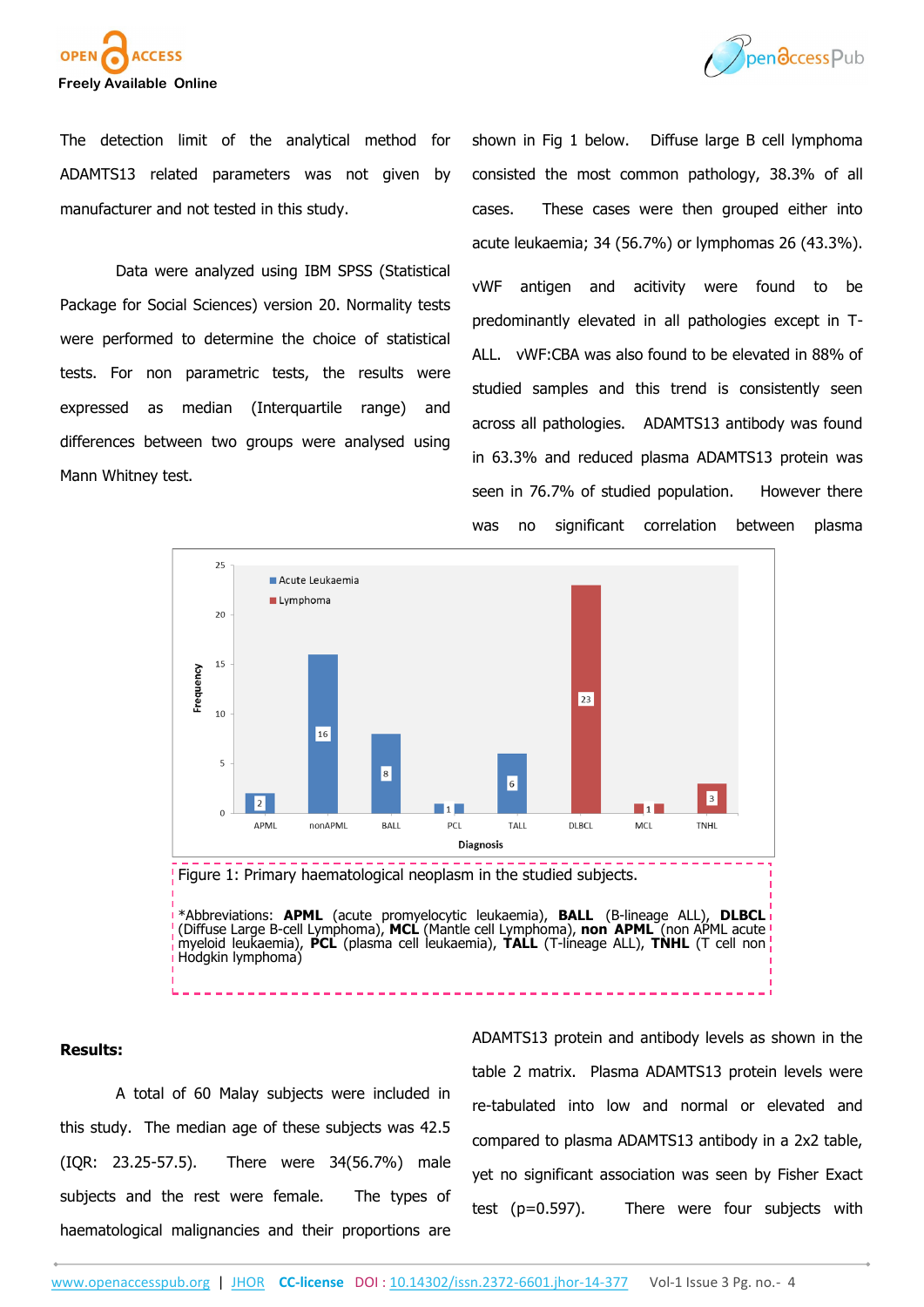The detection limit of the analytical method for ADAMTS13 related parameters was not given by manufacturer and not tested in this study.

Data were analyzed using IBM SPSS (Statistical Package for Social Sciences) version 20. Normality tests were performed to determine the choice of statistical tests. For non parametric tests, the results were expressed as median (Interquartile range) and differences between two groups were analysed using Mann Whitney test.

Figure 1: Primary haematological neoplasm in the studied subjects.

*Abbreviations: **APML** (acute promyelocytic leukaemia), **BALL** (B-lineage ALL), **DLBCL** (Diffuse Large B-cell Lymphoma), **MCL** (Mantle cell Lymphoma), **non APML** (non APML acute myeloid leukaemia), **PCL** (plasma cell leukaemia), **TALL** (T-lineage ALL), **TNHL** (T cell non Hodgkin lymphoma)

## Results:

A total of 60 Malay subjects were included in this study. The median age of these subjects was 42.5 (IQR: 23.25-57.5). There were 34(56.7%) male subjects and the rest were female. The types of haematological malignancies and their proportions are shown in Fig 1 below. Diffuse large B cell lymphoma consisted the most common pathology, 38.3% of all cases. These cases were then grouped either into acute leukaemia; 34 (56.7%) or lymphomas 26 (43.3%).

vWF antigen and acitivity were found to be predominantly elevated in all pathologies except in T-ALL. vWF:CBA was also found to be elevated in 88% of studied samples and this trend is consistently seen across all pathologies. ADAMTS13 antibody was found in 63.3% and reduced plasma ADAMTS13 protein was seen in 76.7% of studied population. However there was no significant correlation between plasma ADAMTS13 protein and antibody levels as shown in the table 2 matrix. Plasma ADAMTS13 protein levels were re-tabulated into low and normal or elevated and compared to plasma ADAMTS13 antibody in a 2x2 table, yet no significant association was seen by Fisher Exact test (p=0.597). There were four subjects with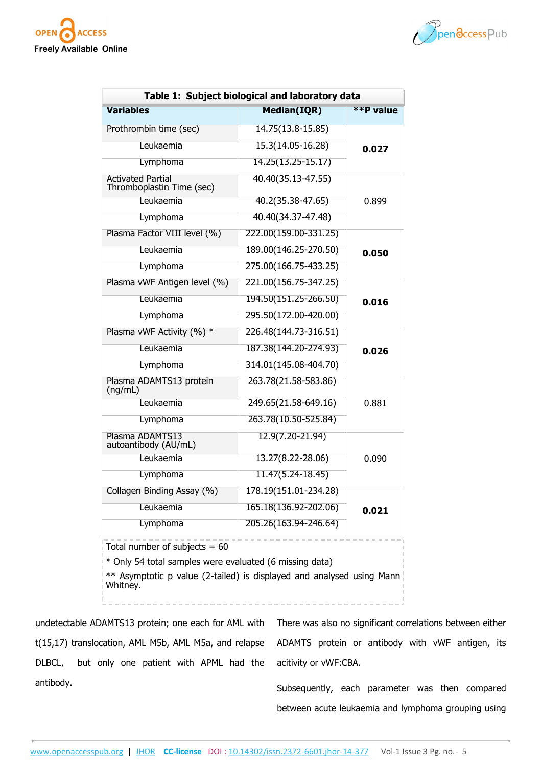**Table 1: Subject biological and laboratory data**

| Variables | Median(IQR) | **P value |
|---|---|---|
| Prothrombin time (sec) | 14.75(13.8-15.85) | **0.027** |
| Leukaemia | 15.3(14.05-16.28) | |
| Lymphoma | 14.25(13.25-15.17) | |
| Activated Partial Thromboplastin Time (sec) | 40.40(35.13-47.55) | 0.899 |
| Leukaemia | 40.2(35.38-47.65) | |
| Lymphoma | 40.40(34.37-47.48) | |
| Plasma Factor VIII level (%) | 222.00(159.00-331.25) | **0.050** |
| Leukaemia | 189.00(146.25-270.50) | |
| Lymphoma | 275.00(166.75-433.25) | |
| Plasma vWF Antigen level (%) | 221.00(156.75-347.25) | **0.016** |
| Leukaemia | 194.50(151.25-266.50) | |
| Lymphoma | 295.50(172.00-420.00) | |
| Plasma vWF Activity (%) * | 226.48(144.73-316.51) | **0.026** |
| Leukaemia | 187.38(144.20-274.93) | |
| Lymphoma | 314.01(145.08-404.70) | |
| Plasma ADAMTS13 protein (ng/mL) | 263.78(21.58-583.86) | 0.881 |
| Leukaemia | 249.65(21.58-649.16) | |
| Lymphoma | 263.78(10.50-525.84) | |
| Plasma ADAMTS13 autoantibody (AU/mL) | 12.9(7.20-21.94) | 0.090 |
| Leukaemia | 13.27(8.22-28.06) | |
| Lymphoma | 11.47(5.24-18.45) | |
| Collagen Binding Assay (%) | 178.19(151.01-234.28) | **0.021** |
| Leukaemia | 165.18(136.92-202.06) | |
| Lymphoma | 205.26(163.94-246.64) | |

Total number of subjects = 60

* Only 54 total samples were evaluated (6 missing data)

** Asymptotic p value (2-tailed) is displayed and analysed using Mann Whitney.

undetectable ADAMTS13 protein; one each for AML with t(15,17) translocation, AML M5b, AML M5a, and relapse DLBCL, but only one patient with APML had the antibody.

There was also no significant correlations between either ADAMTS protein or antibody with vWF antigen, its acitivity or vWF:CBA.

Subsequently, each parameter was then compared between acute leukaemia and lymphoma grouping using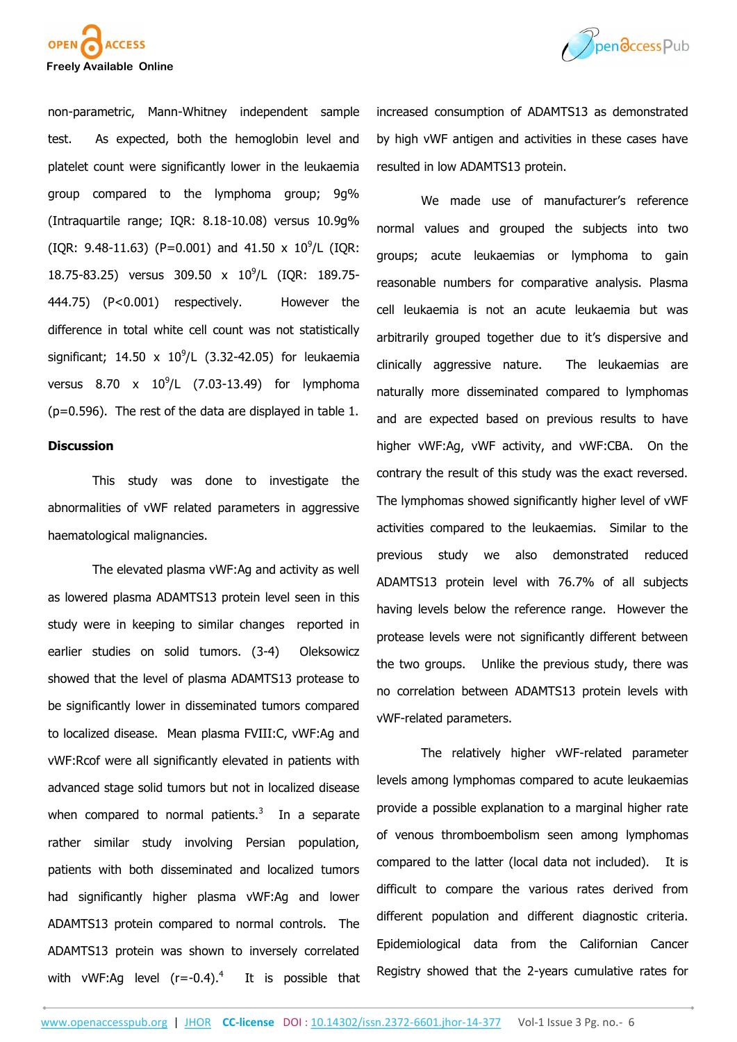non-parametric, Mann-Whitney independent sample test. As expected, both the hemoglobin level and platelet count were significantly lower in the leukaemia group compared to the lymphoma group; 9g% (Intraquartile range; IQR: 8.18-10.08) versus 10.9g% (IQR: 9.48-11.63) (P=0.001) and 41.50 x $10^9$/L (IQR: 18.75-83.25) versus 309.50 x $10^9$/L (IQR: 189.75-444.75) (P<0.001) respectively. However the difference in total white cell count was not statistically significant; 14.50 x $10^9$/L (3.32-42.05) for leukaemia versus 8.70 x $10^9$/L (7.03-13.49) for lymphoma (p=0.596). The rest of the data are displayed in table 1.

## Discussion

This study was done to investigate the abnormalities of vWF related parameters in aggressive haematological malignancies.

The elevated plasma vWF:Ag and activity as well as lowered plasma ADAMTS13 protein level seen in this study were in keeping to similar changes reported in earlier studies on solid tumors. (3-4) Oleksowicz showed that the level of plasma ADAMTS13 protease to be significantly lower in disseminated tumors compared to localized disease. Mean plasma FVIII:C, vWF:Ag and vWF:Rcof were all significantly elevated in patients with advanced stage solid tumors but not in localized disease when compared to normal patients.[3] In a separate rather similar study involving Persian population, patients with both disseminated and localized tumors had significantly higher plasma vWF:Ag and lower ADAMTS13 protein compared to normal controls. The ADAMTS13 protein was shown to inversely correlated with vWF:Ag level (r=-0.4).[4] It is possible that increased consumption of ADAMTS13 as demonstrated by high vWF antigen and activities in these cases have resulted in low ADAMTS13 protein.

We made use of manufacturer's reference normal values and grouped the subjects into two groups; acute leukaemias or lymphoma to gain reasonable numbers for comparative analysis. Plasma cell leukaemia is not an acute leukaemia but was arbitrarily grouped together due to it's dispersive and clinically aggressive nature. The leukaemias are naturally more disseminated compared to lymphomas and are expected based on previous results to have higher vWF:Ag, vWF activity, and vWF:CBA. On the contrary the result of this study was the exact reversed. The lymphomas showed significantly higher level of vWF activities compared to the leukaemias. Similar to the previous study we also demonstrated reduced ADAMTS13 protein level with 76.7% of all subjects having levels below the reference range. However the protease levels were not significantly different between the two groups. Unlike the previous study, there was no correlation between ADAMTS13 protein levels with vWF-related parameters.

The relatively higher vWF-related parameter levels among lymphomas compared to acute leukaemias provide a possible explanation to a marginal higher rate of venous thromboembolism seen among lymphomas compared to the latter (local data not included). It is difficult to compare the various rates derived from different population and different diagnostic criteria. Epidemiological data from the Californian Cancer Registry showed that the 2-years cumulative rates for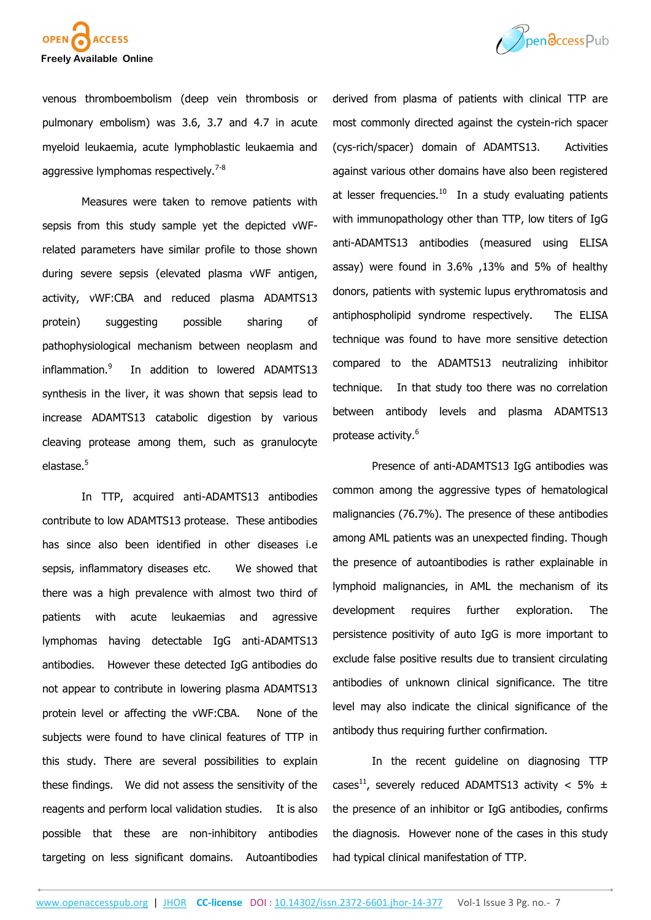venous thromboembolism (deep vein thrombosis or pulmonary embolism) was 3.6, 3.7 and 4.7 in acute myeloid leukaemia, acute lymphoblastic leukaemia and aggressive lymphomas respectively.[7-8]

Measures were taken to remove patients with sepsis from this study sample yet the depicted vWF-related parameters have similar profile to those shown during severe sepsis (elevated plasma vWF antigen, activity, vWF:CBA and reduced plasma ADAMTS13 protein) suggesting possible sharing of pathophysiological mechanism between neoplasm and inflammation.[9] In addition to lowered ADAMTS13 synthesis in the liver, it was shown that sepsis lead to increase ADAMTS13 catabolic digestion by various cleaving protease among them, such as granulocyte elastase.[5]

In TTP, acquired anti-ADAMTS13 antibodies contribute to low ADAMTS13 protease. These antibodies has since also been identified in other diseases i.e sepsis, inflammatory diseases etc. We showed that there was a high prevalence with almost two third of patients with acute leukaemias and agressive lymphomas having detectable IgG anti-ADAMTS13 antibodies. However these detected IgG antibodies do not appear to contribute in lowering plasma ADAMTS13 protein level or affecting the vWF:CBA. None of the subjects were found to have clinical features of TTP in this study. There are several possibilities to explain these findings. We did not assess the sensitivity of the reagents and perform local validation studies. It is also possible that these are non-inhibitory antibodies targeting on less significant domains. Autoantibodies derived from plasma of patients with clinical TTP are most commonly directed against the cystein-rich spacer (cys-rich/spacer) domain of ADAMTS13. Activities against various other domains have also been registered at lesser frequencies.[10] In a study evaluating patients with immunopathology other than TTP, low titers of IgG anti-ADAMTS13 antibodies (measured using ELISA assay) were found in 3.6% ,13% and 5% of healthy donors, patients with systemic lupus erythromatosis and antiphospholipid syndrome respectively. The ELISA technique was found to have more sensitive detection compared to the ADAMTS13 neutralizing inhibitor technique. In that study too there was no correlation between antibody levels and plasma ADAMTS13 protease activity.[6]

Presence of anti-ADAMTS13 IgG antibodies was common among the aggressive types of hematological malignancies (76.7%). The presence of these antibodies among AML patients was an unexpected finding. Though the presence of autoantibodies is rather explainable in lymphoid malignancies, in AML the mechanism of its development requires further exploration. The persistence positivity of auto IgG is more important to exclude false positive results due to transient circulating antibodies of unknown clinical significance. The titre level may also indicate the clinical significance of the antibody thus requiring further confirmation.

In the recent guideline on diagnosing TTP cases[11], severely reduced ADAMTS13 activity < 5% ± the presence of an inhibitor or IgG antibodies, confirms the diagnosis. However none of the cases in this study had typical clinical manifestation of TTP.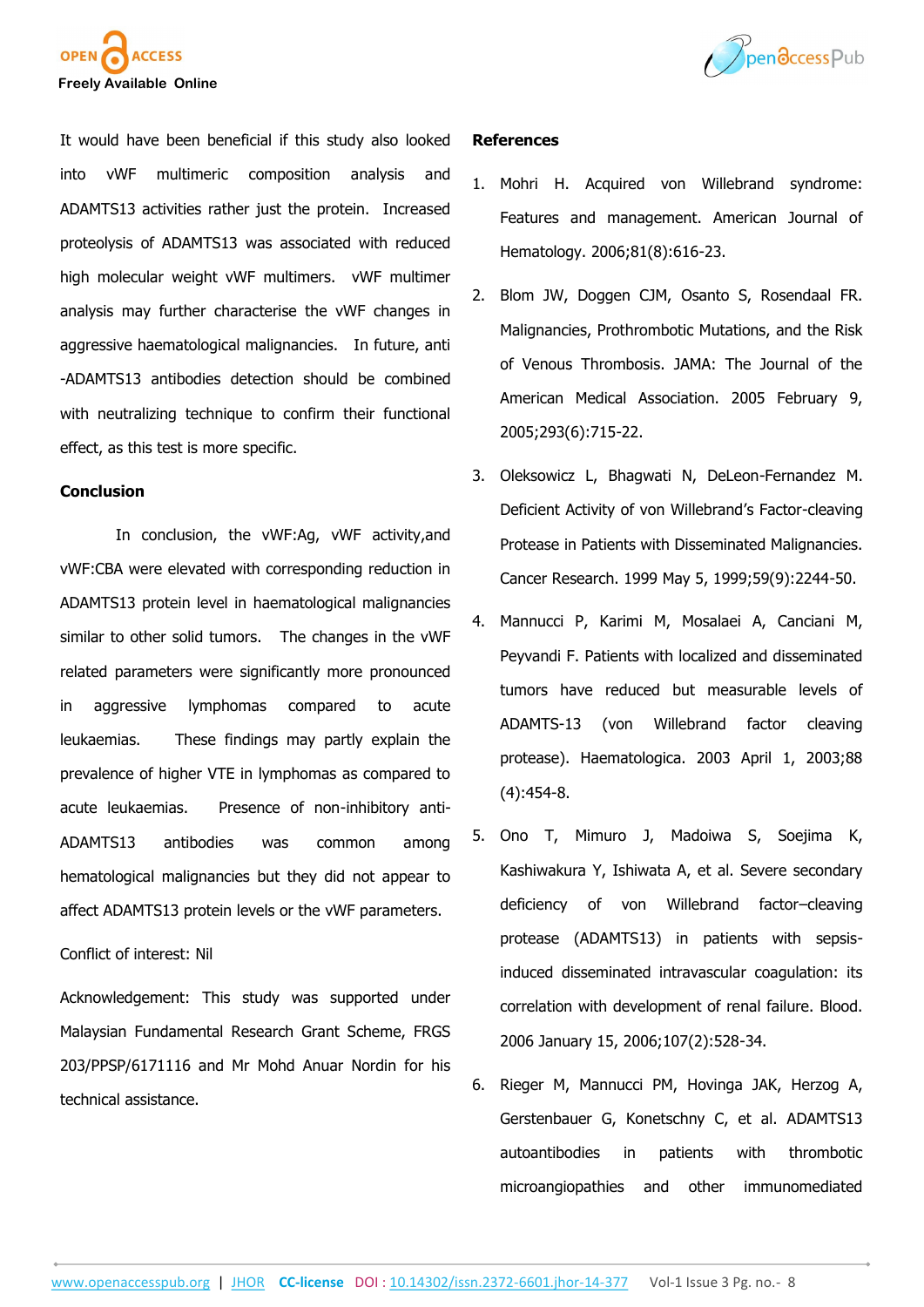It would have been beneficial if this study also looked into vWF multimeric composition analysis and ADAMTS13 activities rather just the protein. Increased proteolysis of ADAMTS13 was associated with reduced high molecular weight vWF multimers. vWF multimer analysis may further characterise the vWF changes in aggressive haematological malignancies. In future, anti -ADAMTS13 antibodies detection should be combined with neutralizing technique to confirm their functional effect, as this test is more specific.

## Conclusion

In conclusion, the vWF:Ag, vWF activity,and vWF:CBA were elevated with corresponding reduction in ADAMTS13 protein level in haematological malignancies similar to other solid tumors. The changes in the vWF related parameters were significantly more pronounced in aggressive lymphomas compared to acute leukaemias. These findings may partly explain the prevalence of higher VTE in lymphomas as compared to acute leukaemias. Presence of non-inhibitory anti-ADAMTS13 antibodies was common among hematological malignancies but they did not appear to affect ADAMTS13 protein levels or the vWF parameters.

Conflict of interest: Nil

Acknowledgement: This study was supported under Malaysian Fundamental Research Grant Scheme, FRGS 203/PPSP/6171116 and Mr Mohd Anuar Nordin for his technical assistance.

## References

1. Mohri H. Acquired von Willebrand syndrome: Features and management. American Journal of Hematology. 2006;81(8):616-23.
2. Blom JW, Doggen CJM, Osanto S, Rosendaal FR. Malignancies, Prothrombotic Mutations, and the Risk of Venous Thrombosis. JAMA: The Journal of the American Medical Association. 2005 February 9, 2005;293(6):715-22.
3. Oleksowicz L, Bhagwati N, DeLeon-Fernandez M. Deficient Activity of von Willebrand's Factor-cleaving Protease in Patients with Disseminated Malignancies. Cancer Research. 1999 May 5, 1999;59(9):2244-50.
4. Mannucci P, Karimi M, Mosalaei A, Canciani M, Peyvandi F. Patients with localized and disseminated tumors have reduced but measurable levels of ADAMTS-13 (von Willebrand factor cleaving protease). Haematologica. 2003 April 1, 2003;88 (4):454-8.
5. Ono T, Mimuro J, Madoiwa S, Soejima K, Kashiwakura Y, Ishiwata A, et al. Severe secondary deficiency of von Willebrand factor–cleaving protease (ADAMTS13) in patients with sepsis-induced disseminated intravascular coagulation: its correlation with development of renal failure. Blood. 2006 January 15, 2006;107(2):528-34.
6. Rieger M, Mannucci PM, Hovinga JAK, Herzog A, Gerstenbauer G, Konetschny C, et al. ADAMTS13 autoantibodies in patients with thrombotic microangiopathies and other immunomediated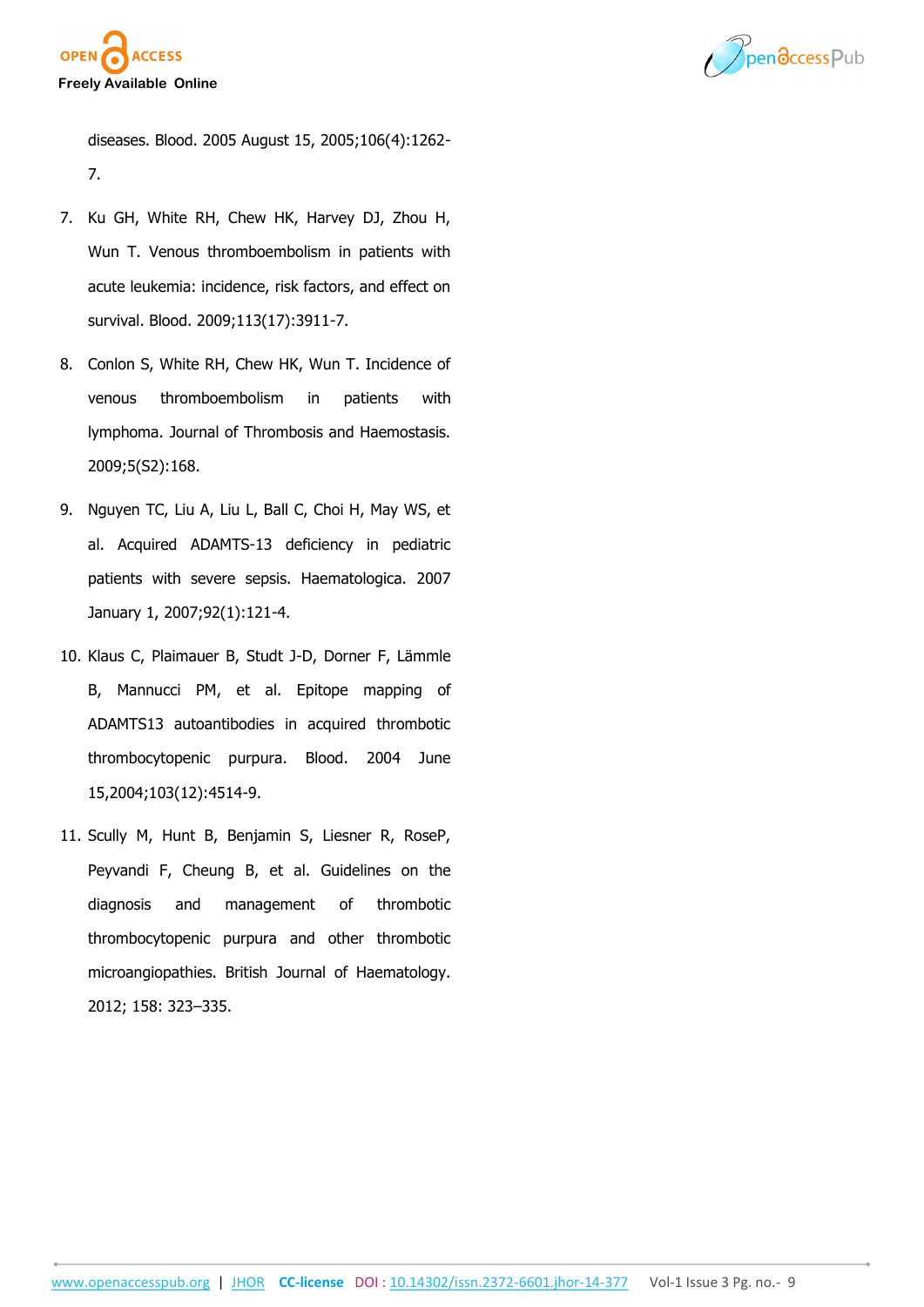diseases. Blood. 2005 August 15, 2005;106(4):1262-7.

7. Ku GH, White RH, Chew HK, Harvey DJ, Zhou H, Wun T. Venous thromboembolism in patients with acute leukemia: incidence, risk factors, and effect on survival. Blood. 2009;113(17):3911-7.
8. Conlon S, White RH, Chew HK, Wun T. Incidence of venous thromboembolism in patients with lymphoma. Journal of Thrombosis and Haemostasis. 2009;5(S2):168.
9. Nguyen TC, Liu A, Liu L, Ball C, Choi H, May WS, et al. Acquired ADAMTS-13 deficiency in pediatric patients with severe sepsis. Haematologica. 2007 January 1, 2007;92(1):121-4.
10. Klaus C, Plaimauer B, Studt J-D, Dorner F, Lämmle B, Mannucci PM, et al. Epitope mapping of ADAMTS13 autoantibodies in acquired thrombotic thrombocytopenic purpura. Blood. 2004 June 15,2004;103(12):4514-9.
11. Scully M, Hunt B, Benjamin S, Liesner R, RoseP, Peyvandi F, Cheung B, et al. Guidelines on the diagnosis and management of thrombotic thrombocytopenic purpura and other thrombotic microangiopathies. British Journal of Haematology. 2012; 158: 323–335.